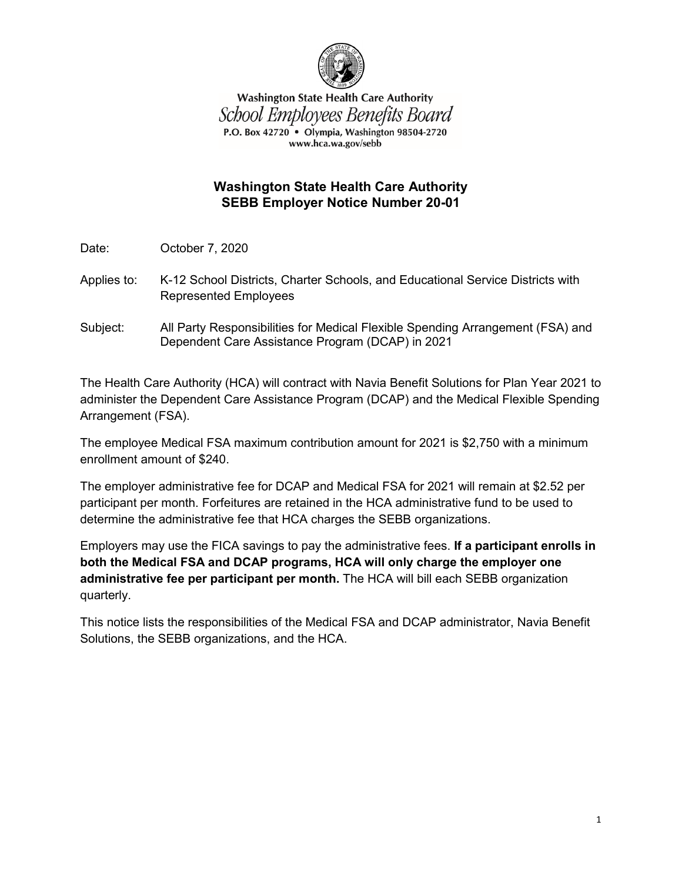Washington State Health Care Authority
*School Employees Benefits Board*
P.O. Box 42720 • Olympia, Washington 98504-2720
www.hca.wa.gov/sebb

# Washington State Health Care Authority
# SEBB Employer Notice Number 20-01

Date: October 7, 2020

Applies to: K-12 School Districts, Charter Schools, and Educational Service Districts with Represented Employees

Subject: All Party Responsibilities for Medical Flexible Spending Arrangement (FSA) and Dependent Care Assistance Program (DCAP) in 2021

The Health Care Authority (HCA) will contract with Navia Benefit Solutions for Plan Year 2021 to administer the Dependent Care Assistance Program (DCAP) and the Medical Flexible Spending Arrangement (FSA).

The employee Medical FSA maximum contribution amount for 2021 is $2,750 with a minimum enrollment amount of $240.

The employer administrative fee for DCAP and Medical FSA for 2021 will remain at $2.52 per participant per month. Forfeitures are retained in the HCA administrative fund to be used to determine the administrative fee that HCA charges the SEBB organizations.

Employers may use the FICA savings to pay the administrative fees. **If a participant enrolls in both the Medical FSA and DCAP programs, HCA will only charge the employer one administrative fee per participant per month.** The HCA will bill each SEBB organization quarterly.

This notice lists the responsibilities of the Medical FSA and DCAP administrator, Navia Benefit Solutions, the SEBB organizations, and the HCA.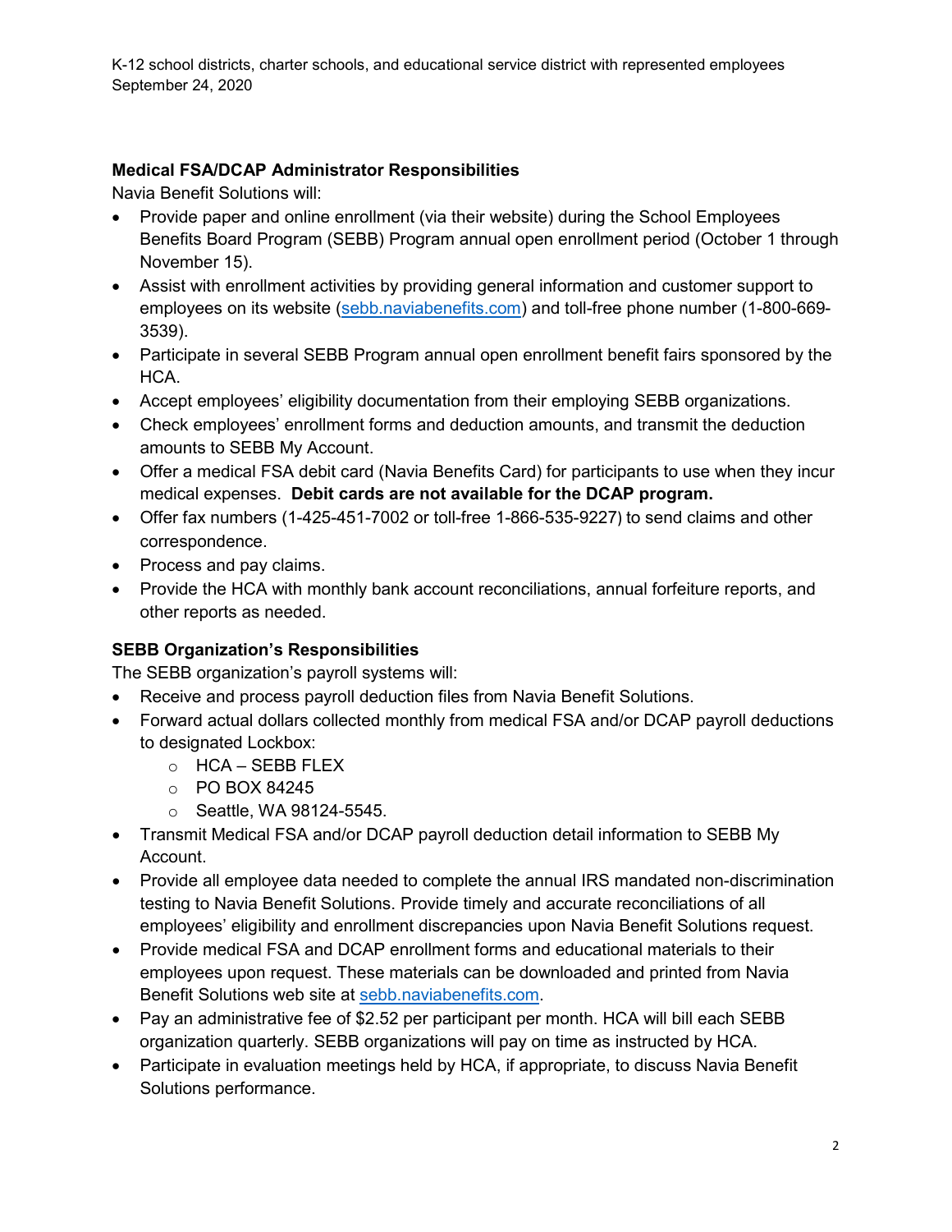### Medical FSA/DCAP Administrator Responsibilities

Navia Benefit Solutions will:

- Provide paper and online enrollment (via their website) during the School Employees Benefits Board Program (SEBB) Program annual open enrollment period (October 1 through November 15).
- Assist with enrollment activities by providing general information and customer support to employees on its website (sebb.naviabenefits.com) and toll-free phone number (1-800-669-3539).
- Participate in several SEBB Program annual open enrollment benefit fairs sponsored by the HCA.
- Accept employees' eligibility documentation from their employing SEBB organizations.
- Check employees' enrollment forms and deduction amounts, and transmit the deduction amounts to SEBB My Account.
- Offer a medical FSA debit card (Navia Benefits Card) for participants to use when they incur medical expenses. **Debit cards are not available for the DCAP program.**
- Offer fax numbers (1-425-451-7002 or toll-free 1-866-535-9227) to send claims and other correspondence.
- Process and pay claims.
- Provide the HCA with monthly bank account reconciliations, annual forfeiture reports, and other reports as needed.

### SEBB Organization's Responsibilities

The SEBB organization's payroll systems will:

- Receive and process payroll deduction files from Navia Benefit Solutions.
- Forward actual dollars collected monthly from medical FSA and/or DCAP payroll deductions to designated Lockbox:
  - HCA – SEBB FLEX
  - PO BOX 84245
  - Seattle, WA 98124-5545.
- Transmit Medical FSA and/or DCAP payroll deduction detail information to SEBB My Account.
- Provide all employee data needed to complete the annual IRS mandated non-discrimination testing to Navia Benefit Solutions. Provide timely and accurate reconciliations of all employees' eligibility and enrollment discrepancies upon Navia Benefit Solutions request.
- Provide medical FSA and DCAP enrollment forms and educational materials to their employees upon request. These materials can be downloaded and printed from Navia Benefit Solutions web site at sebb.naviabenefits.com.
- Pay an administrative fee of $2.52 per participant per month. HCA will bill each SEBB organization quarterly. SEBB organizations will pay on time as instructed by HCA.
- Participate in evaluation meetings held by HCA, if appropriate, to discuss Navia Benefit Solutions performance.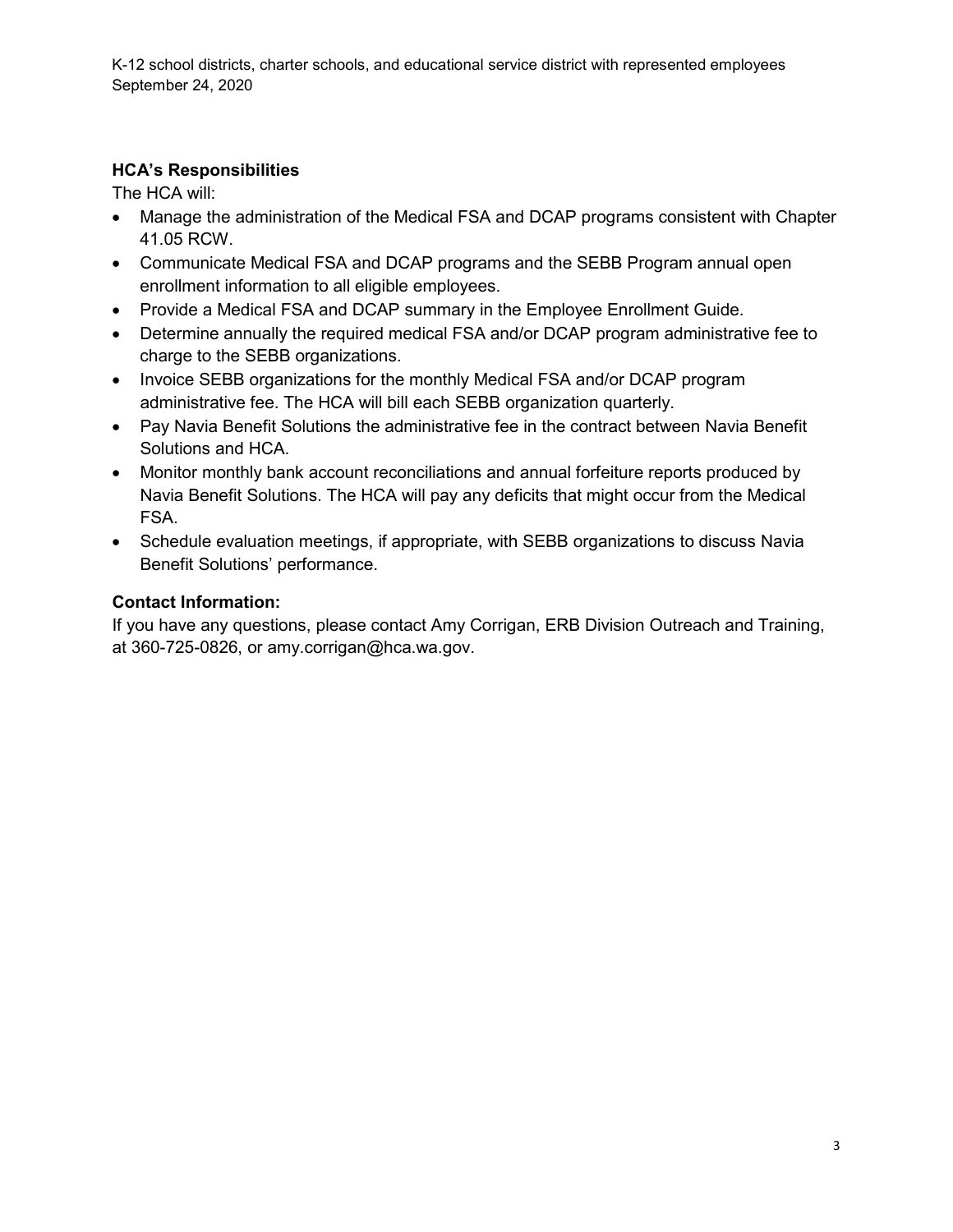### HCA's Responsibilities

The HCA will:

- Manage the administration of the Medical FSA and DCAP programs consistent with Chapter 41.05 RCW.
- Communicate Medical FSA and DCAP programs and the SEBB Program annual open enrollment information to all eligible employees.
- Provide a Medical FSA and DCAP summary in the Employee Enrollment Guide.
- Determine annually the required medical FSA and/or DCAP program administrative fee to charge to the SEBB organizations.
- Invoice SEBB organizations for the monthly Medical FSA and/or DCAP program administrative fee. The HCA will bill each SEBB organization quarterly.
- Pay Navia Benefit Solutions the administrative fee in the contract between Navia Benefit Solutions and HCA.
- Monitor monthly bank account reconciliations and annual forfeiture reports produced by Navia Benefit Solutions. The HCA will pay any deficits that might occur from the Medical FSA.
- Schedule evaluation meetings, if appropriate, with SEBB organizations to discuss Navia Benefit Solutions' performance.

### Contact Information:

If you have any questions, please contact Amy Corrigan, ERB Division Outreach and Training, at 360-725-0826, or amy.corrigan@hca.wa.gov.